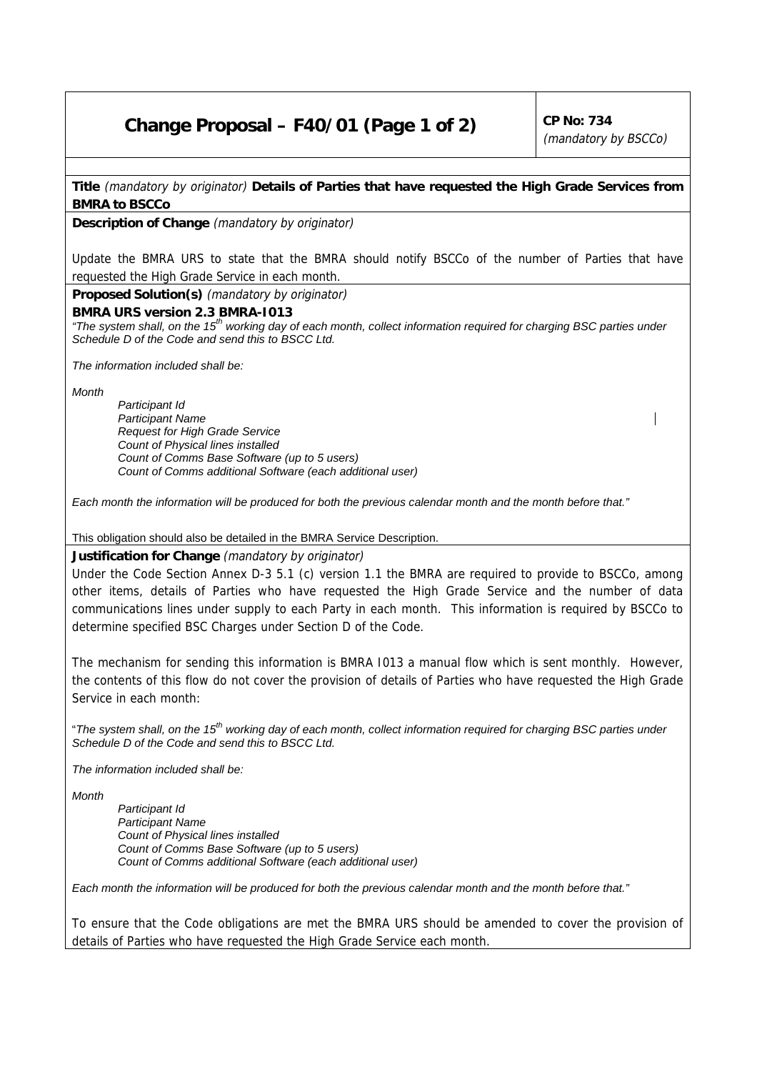# Change Proposal – F40/01

**CP No: 734**
*(mandatory by BSCCo)*

**Title** *(mandatory by originator)* **Details of Parties that have requested the High Grade Services from BMRA to BSCCo**

**Description of Change** *(mandatory by originator)*

Update the BMRA URS to state that the BMRA should notify BSCCo of the number of Parties that have requested the High Grade Service in each month.

**Proposed Solution(s)** *(mandatory by originator)*

**BMRA URS version 2.3 BMRA-I013**

*"The system shall, on the 15th working day of each month, collect information required for charging BSC parties under Schedule D of the Code and send this to BSCC Ltd.*

*The information included shall be:*

*Month*

> *Participant Id*
> *Participant Name*
> *Request for High Grade Service*
> *Count of Physical lines installed*
> *Count of Comms Base Software (up to 5 users)*
> *Count of Comms additional Software (each additional user)*

*Each month the information will be produced for both the previous calendar month and the month before that."*

This obligation should also be detailed in the BMRA Service Description.

**Justification for Change** *(mandatory by originator)*

Under the Code Section Annex D-3 5.1 (c) version 1.1 the BMRA are required to provide to BSCCo, among other items, details of Parties who have requested the High Grade Service and the number of data communications lines under supply to each Party in each month. This information is required by BSCCo to determine specified BSC Charges under Section D of the Code.

The mechanism for sending this information is BMRA I013 a manual flow which is sent monthly. However, the contents of this flow do not cover the provision of details of Parties who have requested the High Grade Service in each month:

"*The system shall, on the 15th working day of each month, collect information required for charging BSC parties under Schedule D of the Code and send this to BSCC Ltd.*

*The information included shall be:*

*Month*

> *Participant Id*
> *Participant Name*
> *Count of Physical lines installed*
> *Count of Comms Base Software (up to 5 users)*
> *Count of Comms additional Software (each additional user)*

*Each month the information will be produced for both the previous calendar month and the month before that."*

To ensure that the Code obligations are met the BMRA URS should be amended to cover the provision of details of Parties who have requested the High Grade Service each month.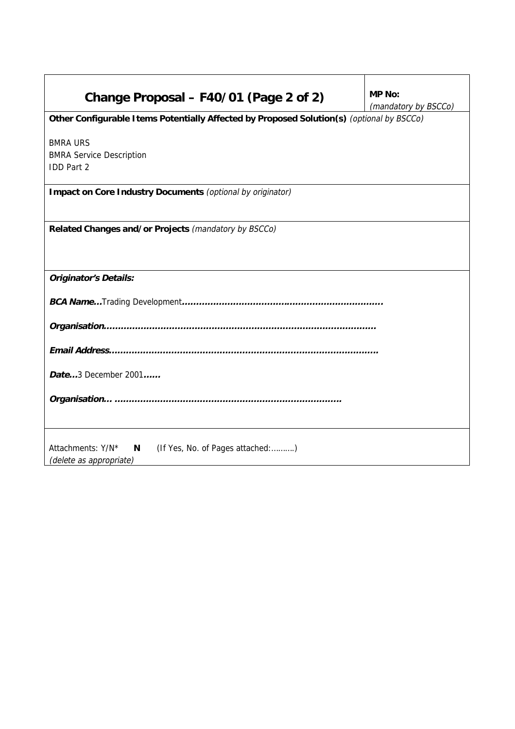| **Change Proposal – F40/01 (Page 2 of 2)** | **MP No:** *(mandatory by BSCCo)* |
|---|---|

**Other Configurable Items Potentially Affected by Proposed Solution(s)** *(optional by BSCCo)*

BMRA URS
BMRA Service Description
IDD Part 2

**Impact on Core Industry Documents** *(optional by originator)*

**Related Changes and/or Projects** *(mandatory by BSCCo)*

***Originator's Details:***

***BCA Name…***Trading Development***……………………………..……………………………***

***Organisation……………………………………………………………………………………***

***Email Address…………………………………………………………………………………..***

***Date…***3 December 2001***……***

***Organisation… ……………………………………………………………………***

Attachments: Y/N* **N** (If Yes, No. of Pages attached:……….)
*(delete as appropriate)*